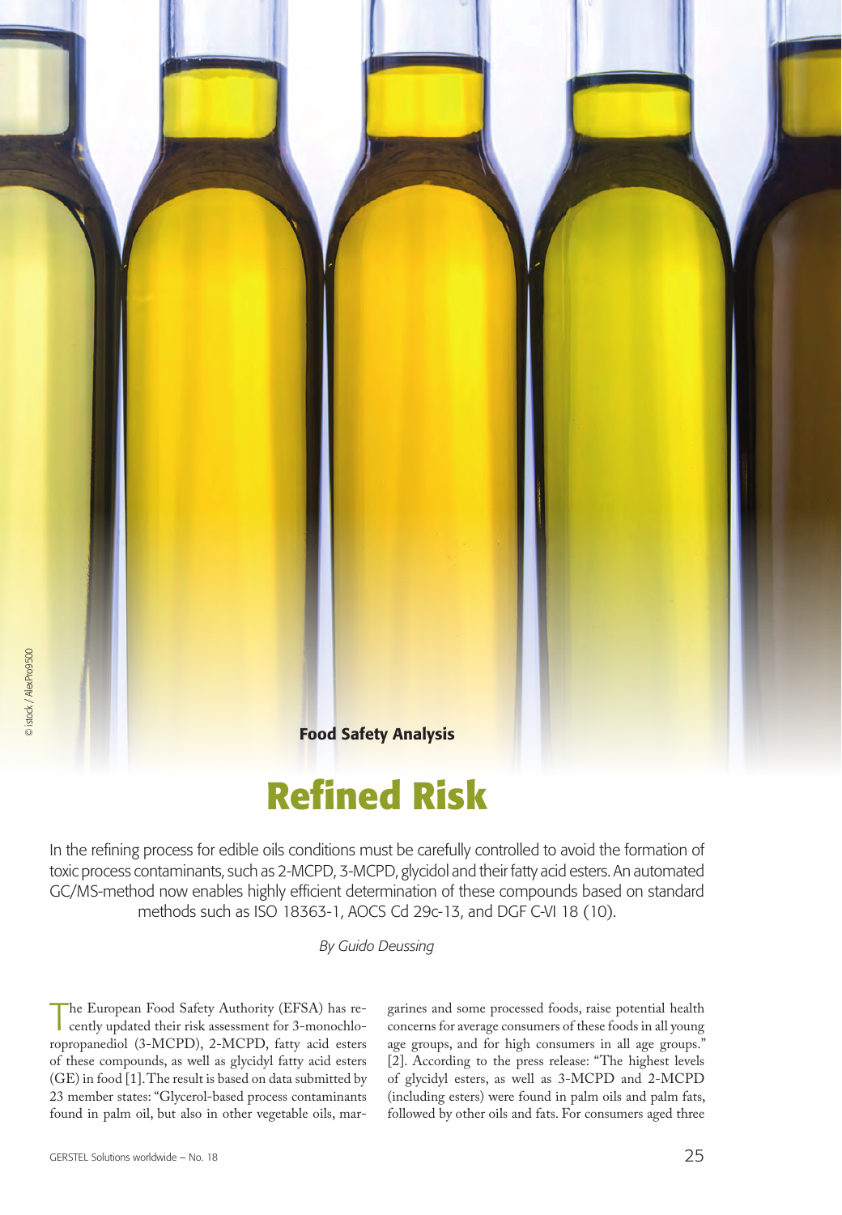Food Safety Analysis

# Refined Risk

In the refining process for edible oils conditions must be carefully controlled to avoid the formation of toxic process contaminants, such as 2-MCPD, 3-MCPD, glycidol and their fatty acid esters. An automated GC/MS-method now enables highly efficient determination of these compounds based on standard methods such as ISO 18363-1, AOCS Cd 29c-13, and DGF C-VI 18 (10).

*By Guido Deussing*

The European Food Safety Authority (EFSA) has recently updated their risk assessment for 3-monochloropropanediol (3-MCPD), 2-MCPD, fatty acid esters of these compounds, as well as glycidyl fatty acid esters (GE) in food [1]. The result is based on data submitted by 23 member states: "Glycerol-based process contaminants found in palm oil, but also in other vegetable oils, margarines and some processed foods, raise potential health concerns for average consumers of these foods in all young age groups, and for high consumers in all age groups." [2]. According to the press release: "The highest levels of glycidyl esters, as well as 3-MCPD and 2-MCPD (including esters) were found in palm oils and palm fats, followed by other oils and fats. For consumers aged three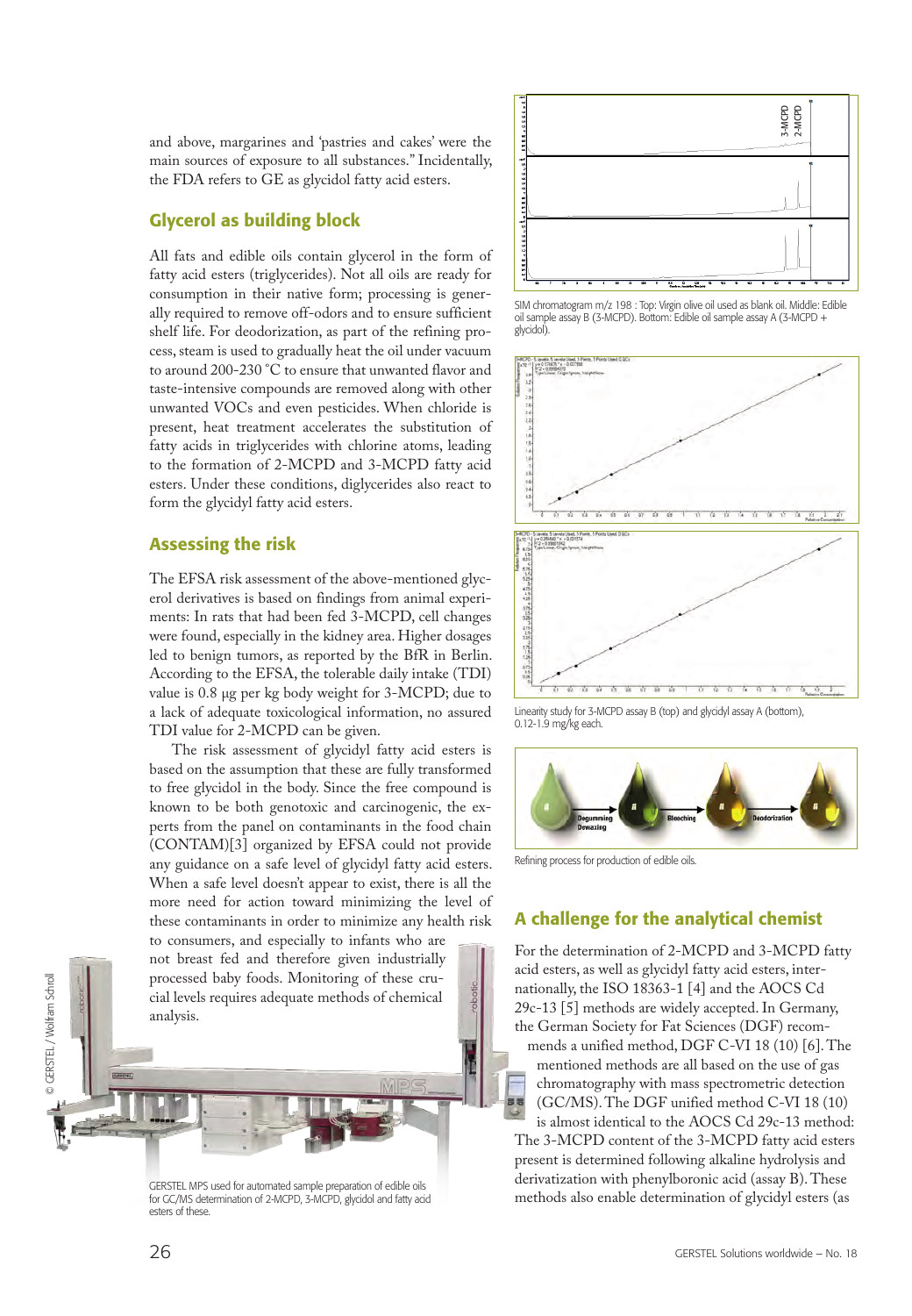and above, margarines and 'pastries and cakes' were the main sources of exposure to all substances." Incidentally, the FDA refers to GE as glycidol fatty acid esters.

## Glycerol as building block

All fats and edible oils contain glycerol in the form of fatty acid esters (triglycerides). Not all oils are ready for consumption in their native form; processing is generally required to remove off-odors and to ensure sufficient shelf life. For deodorization, as part of the refining process, steam is used to gradually heat the oil under vacuum to around 200-230 °C to ensure that unwanted flavor and taste-intensive compounds are removed along with other unwanted VOCs and even pesticides. When chloride is present, heat treatment accelerates the substitution of fatty acids in triglycerides with chlorine atoms, leading to the formation of 2-MCPD and 3-MCPD fatty acid esters. Under these conditions, diglycerides also react to form the glycidyl fatty acid esters.

## Assessing the risk

The EFSA risk assessment of the above-mentioned glycerol derivatives is based on findings from animal experiments: In rats that had been fed 3-MCPD, cell changes were found, especially in the kidney area. Higher dosages led to benign tumors, as reported by the BfR in Berlin. According to the EFSA, the tolerable daily intake (TDI) value is 0.8 µg per kg body weight for 3-MCPD; due to a lack of adequate toxicological information, no assured TDI value for 2-MCPD can be given.

The risk assessment of glycidyl fatty acid esters is based on the assumption that these are fully transformed to free glycidol in the body. Since the free compound is known to be both genotoxic and carcinogenic, the experts from the panel on contaminants in the food chain (CONTAM)[3] organized by EFSA could not provide any guidance on a safe level of glycidyl fatty acid esters. When a safe level doesn't appear to exist, there is all the more need for action toward minimizing the level of these contaminants in order to minimize any health risk to consumers, and especially to infants who are not breast fed and therefore given industrially processed baby foods. Monitoring of these crucial levels requires adequate methods of chemical analysis.

GERSTEL MPS used for automated sample preparation of edible oils for GC/MS determination of 2-MCPD, 3-MCPD, glycidol and fatty acid esters of these.

SIM chromatogram m/z 198 : Top: Virgin olive oil used as blank oil. Middle: Edible oil sample assay B (3-MCPD). Bottom: Edible oil sample assay A (3-MCPD + glycidol).

Linearity study for 3-MCPD assay B (top) and glycidyl assay A (bottom), 0.12-1.9 mg/kg each.

Refining process for production of edible oils.

## A challenge for the analytical chemist

For the determination of 2-MCPD and 3-MCPD fatty acid esters, as well as glycidyl fatty acid esters, internationally, the ISO 18363-1 [4] and the AOCS Cd 29c-13 [5] methods are widely accepted. In Germany, the German Society for Fat Sciences (DGF) recommends a unified method, DGF C-VI 18 (10) [6]. The mentioned methods are all based on the use of gas chromatography with mass spectrometric detection (GC/MS). The DGF unified method C-VI 18 (10) is almost identical to the AOCS Cd 29c-13 method: The 3-MCPD content of the 3-MCPD fatty acid esters present is determined following alkaline hydrolysis and derivatization with phenylboronic acid (assay B). These methods also enable determination of glycidyl esters (as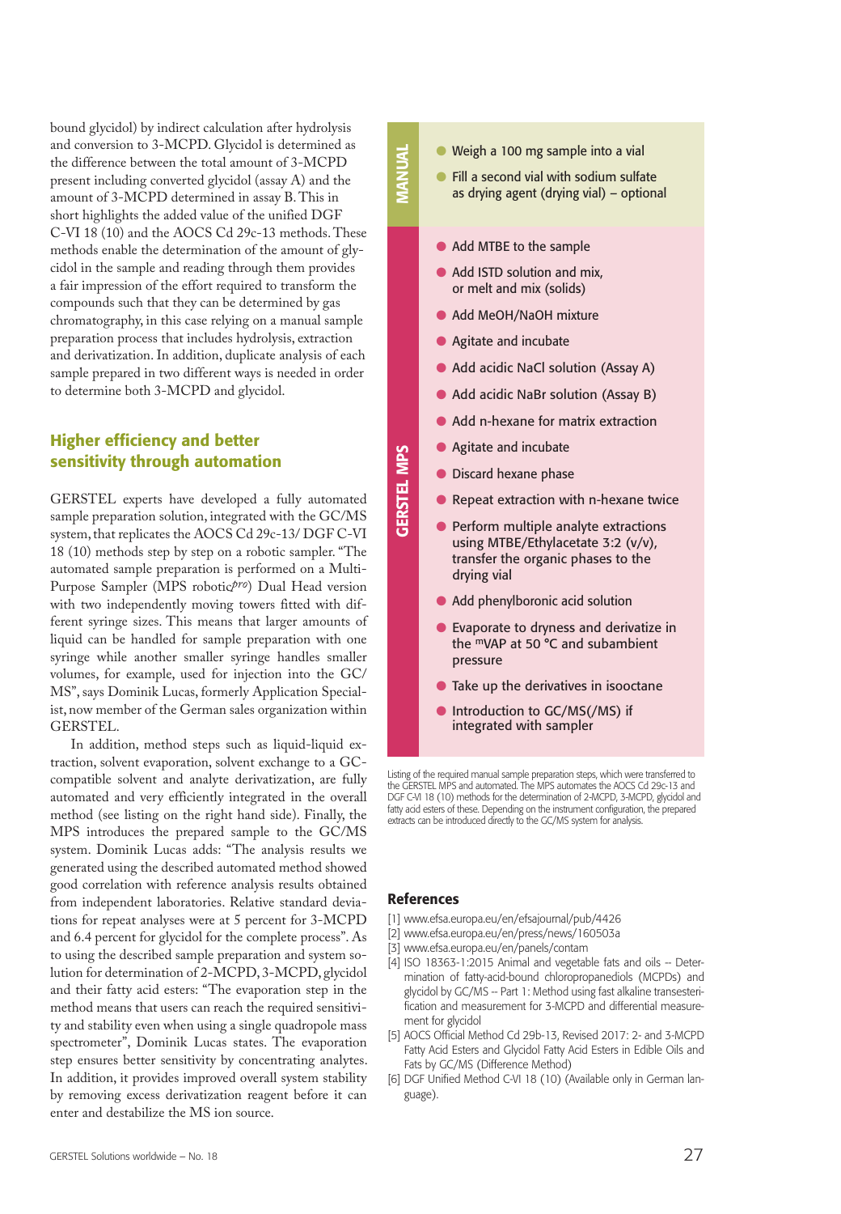bound glycidol) by indirect calculation after hydrolysis and conversion to 3-MCPD. Glycidol is determined as the difference between the total amount of 3-MCPD present including converted glycidol (assay A) and the amount of 3-MCPD determined in assay B. This in short highlights the added value of the unified DGF C-VI 18 (10) and the AOCS Cd 29c-13 methods. These methods enable the determination of the amount of glycidol in the sample and reading through them provides a fair impression of the effort required to transform the compounds such that they can be determined by gas chromatography, in this case relying on a manual sample preparation process that includes hydrolysis, extraction and derivatization. In addition, duplicate analysis of each sample prepared in two different ways is needed in order to determine both 3-MCPD and glycidol.

## Higher efficiency and better sensitivity through automation

GERSTEL experts have developed a fully automated sample preparation solution, integrated with the GC/MS system, that replicates the AOCS Cd 29c-13/ DGF C-VI 18 (10) methods step by step on a robotic sampler. "The automated sample preparation is performed on a Multi-Purpose Sampler (MPS robotic*pro*) Dual Head version with two independently moving towers fitted with different syringe sizes. This means that larger amounts of liquid can be handled for sample preparation with one syringe while another smaller syringe handles smaller volumes, for example, used for injection into the GC/MS", says Dominik Lucas, formerly Application Specialist, now member of the German sales organization within GERSTEL.

In addition, method steps such as liquid-liquid extraction, solvent evaporation, solvent exchange to a GC-compatible solvent and analyte derivatization, are fully automated and very efficiently integrated in the overall method (see listing on the right hand side). Finally, the MPS introduces the prepared sample to the GC/MS system. Dominik Lucas adds: "The analysis results we generated using the described automated method showed good correlation with reference analysis results obtained from independent laboratories. Relative standard deviations for repeat analyses were at 5 percent for 3-MCPD and 6.4 percent for glycidol for the complete process". As to using the described sample preparation and system solution for determination of 2-MCPD, 3-MCPD, glycidol and their fatty acid esters: "The evaporation step in the method means that users can reach the required sensitivity and stability even when using a single quadropole mass spectrometer", Dominik Lucas states. The evaporation step ensures better sensitivity by concentrating analytes. In addition, it provides improved overall system stability by removing excess derivatization reagent before it can enter and destabilize the MS ion source.

**MANUAL**

- Weigh a 100 mg sample into a vial
- Fill a second vial with sodium sulfate as drying agent (drying vial) – optional

**GERSTEL MPS**

- Add MTBE to the sample
- Add ISTD solution and mix, or melt and mix (solids)
- Add MeOH/NaOH mixture
- Agitate and incubate
- Add acidic NaCl solution (Assay A)
- Add acidic NaBr solution (Assay B)
- Add n-hexane for matrix extraction
- Agitate and incubate
- Discard hexane phase
- Repeat extraction with n-hexane twice
- Perform multiple analyte extractions using MTBE/Ethylacetate 3:2 (v/v), transfer the organic phases to the drying vial
- Add phenylboronic acid solution
- Evaporate to dryness and derivatize in the mVAP at 50 °C and subambient pressure
- Take up the derivatives in isooctane
- Introduction to GC/MS(/MS) if integrated with sampler

Listing of the required manual sample preparation steps, which were transferred to the GERSTEL MPS and automated. The MPS automates the AOCS Cd 29c-13 and DGF C-VI 18 (10) methods for the determination of 2-MCPD, 3-MCPD, glycidol and fatty acid esters of these. Depending on the instrument configuration, the prepared extracts can be introduced directly to the GC/MS system for analysis.

## References

[1] www.efsa.europa.eu/en/efsajournal/pub/4426
[2] www.efsa.europa.eu/en/press/news/160503a
[3] www.efsa.europa.eu/en/panels/contam
[4] ISO 18363-1:2015 Animal and vegetable fats and oils -- Determination of fatty-acid-bound chloropropanediols (MCPDs) and glycidol by GC/MS -- Part 1: Method using fast alkaline transesterification and measurement for 3-MCPD and differential measurement for glycidol
[5] AOCS Official Method Cd 29b-13, Revised 2017: 2- and 3-MCPD Fatty Acid Esters and Glycidol Fatty Acid Esters in Edible Oils and Fats by GC/MS (Difference Method)
[6] DGF Unified Method C-VI 18 (10) (Available only in German language).